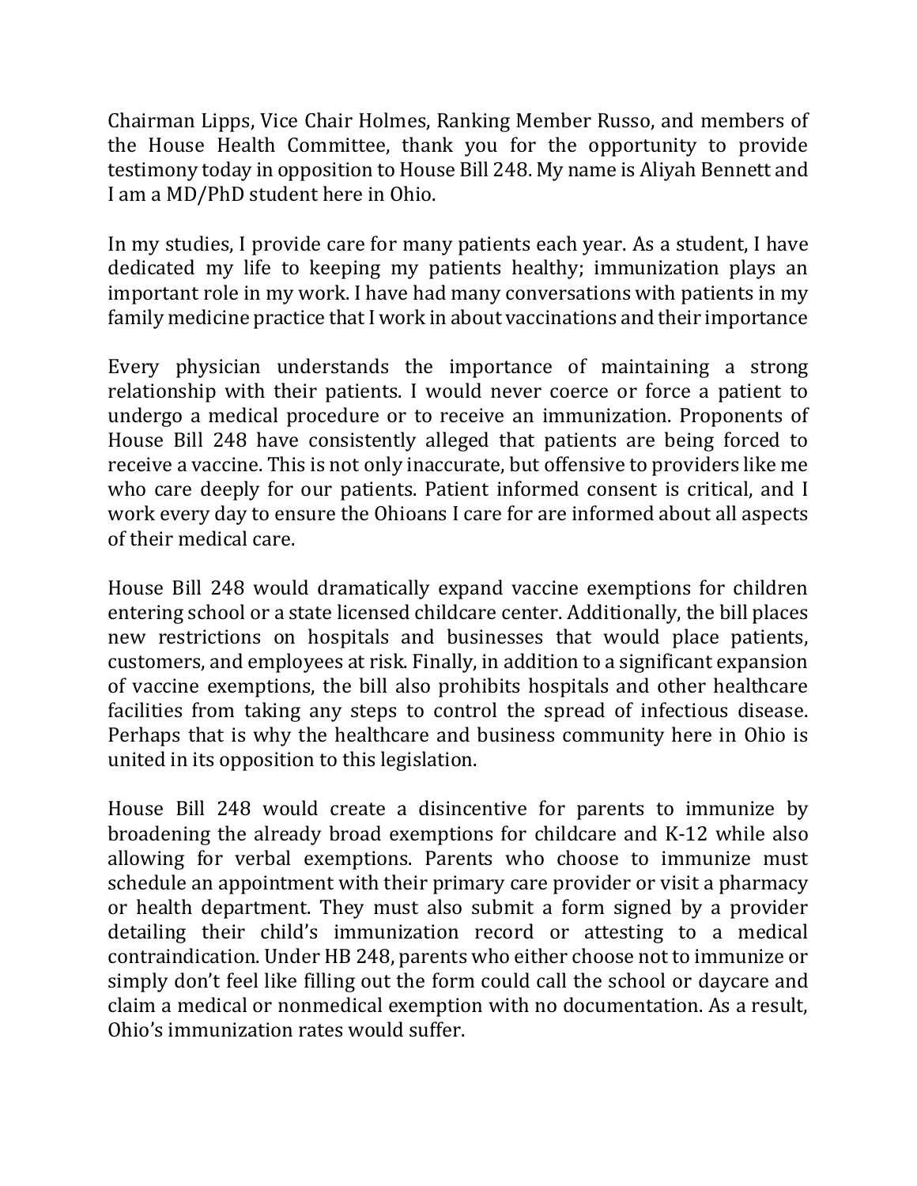Chairman Lipps, Vice Chair Holmes, Ranking Member Russo, and members of the House Health Committee, thank you for the opportunity to provide testimony today in opposition to House Bill 248. My name is Aliyah Bennett and I am a MD/PhD student here in Ohio.

In my studies, I provide care for many patients each year. As a student, I have dedicated my life to keeping my patients healthy; immunization plays an important role in my work. I have had many conversations with patients in my family medicine practice that I work in about vaccinations and their importance

Every physician understands the importance of maintaining a strong relationship with their patients. I would never coerce or force a patient to undergo a medical procedure or to receive an immunization. Proponents of House Bill 248 have consistently alleged that patients are being forced to receive a vaccine. This is not only inaccurate, but offensive to providers like me who care deeply for our patients. Patient informed consent is critical, and I work every day to ensure the Ohioans I care for are informed about all aspects of their medical care.

House Bill 248 would dramatically expand vaccine exemptions for children entering school or a state licensed childcare center. Additionally, the bill places new restrictions on hospitals and businesses that would place patients, customers, and employees at risk. Finally, in addition to a significant expansion of vaccine exemptions, the bill also prohibits hospitals and other healthcare facilities from taking any steps to control the spread of infectious disease. Perhaps that is why the healthcare and business community here in Ohio is united in its opposition to this legislation.

House Bill 248 would create a disincentive for parents to immunize by broadening the already broad exemptions for childcare and K-12 while also allowing for verbal exemptions. Parents who choose to immunize must schedule an appointment with their primary care provider or visit a pharmacy or health department. They must also submit a form signed by a provider detailing their child's immunization record or attesting to a medical contraindication. Under HB 248, parents who either choose not to immunize or simply don't feel like filling out the form could call the school or daycare and claim a medical or nonmedical exemption with no documentation. As a result, Ohio's immunization rates would suffer.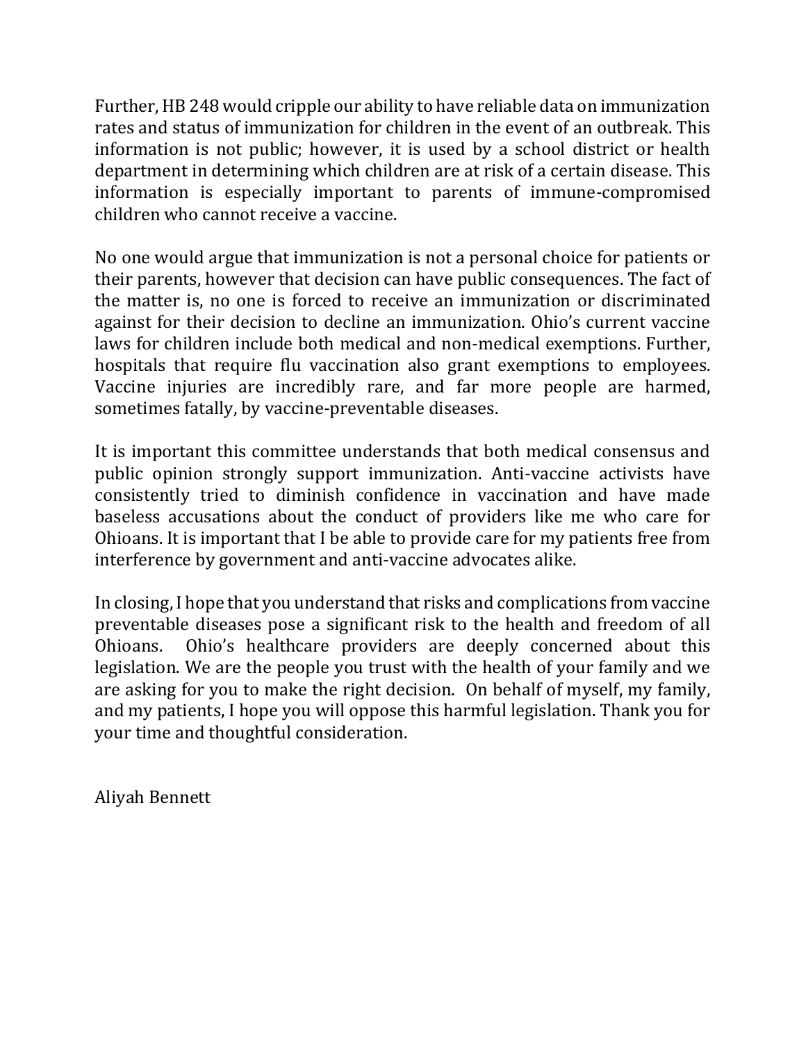Further, HB 248 would cripple our ability to have reliable data on immunization rates and status of immunization for children in the event of an outbreak. This information is not public; however, it is used by a school district or health department in determining which children are at risk of a certain disease. This information is especially important to parents of immune-compromised children who cannot receive a vaccine.

No one would argue that immunization is not a personal choice for patients or their parents, however that decision can have public consequences. The fact of the matter is, no one is forced to receive an immunization or discriminated against for their decision to decline an immunization. Ohio's current vaccine laws for children include both medical and non-medical exemptions. Further, hospitals that require flu vaccination also grant exemptions to employees. Vaccine injuries are incredibly rare, and far more people are harmed, sometimes fatally, by vaccine-preventable diseases.

It is important this committee understands that both medical consensus and public opinion strongly support immunization. Anti-vaccine activists have consistently tried to diminish confidence in vaccination and have made baseless accusations about the conduct of providers like me who care for Ohioans. It is important that I be able to provide care for my patients free from interference by government and anti-vaccine advocates alike.

In closing, I hope that you understand that risks and complications from vaccine preventable diseases pose a significant risk to the health and freedom of all Ohioans. Ohio's healthcare providers are deeply concerned about this legislation. We are the people you trust with the health of your family and we are asking for you to make the right decision. On behalf of myself, my family, and my patients, I hope you will oppose this harmful legislation. Thank you for your time and thoughtful consideration.

Aliyah Bennett